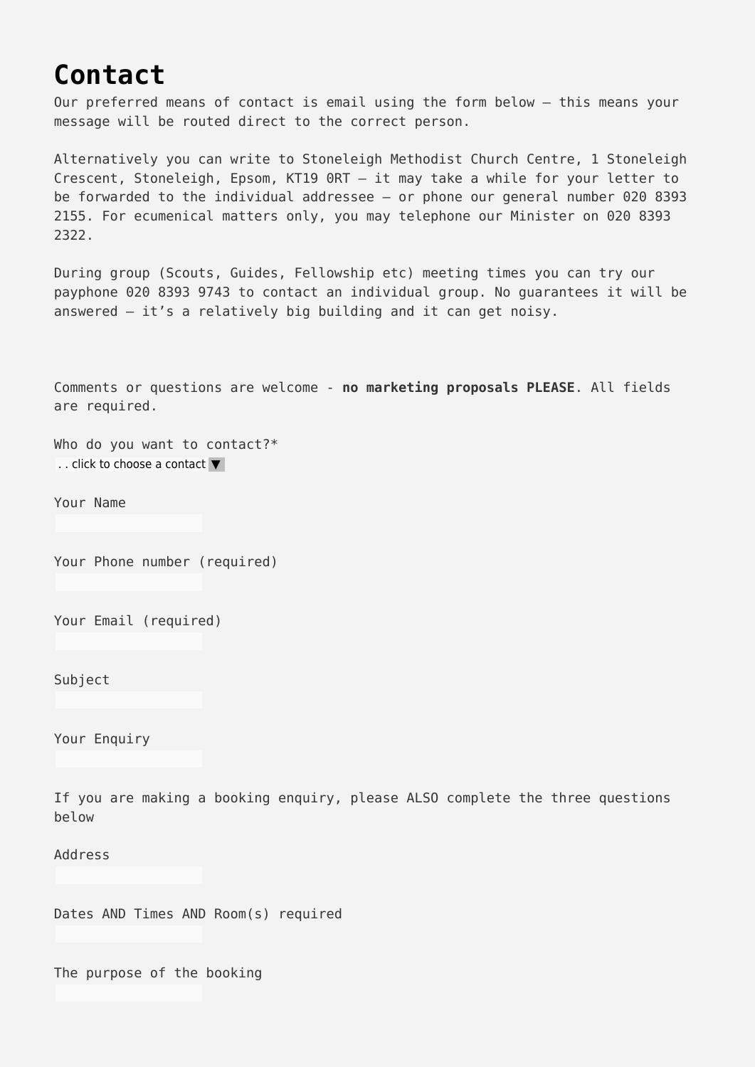# Contact

Our preferred means of contact is email using the form below – this means your message will be routed direct to the correct person.

Alternatively you can write to Stoneleigh Methodist Church Centre, 1 Stoneleigh Crescent, Stoneleigh, Epsom, KT19 0RT – it may take a while for your letter to be forwarded to the individual addressee – or phone our general number 020 8393 2155. For ecumenical matters only, you may telephone our Minister on 020 8393 2322.

During group (Scouts, Guides, Fellowship etc) meeting times you can try our payphone 020 8393 9743 to contact an individual group. No guarantees it will be answered – it's a relatively big building and it can get noisy.

Comments or questions are welcome - **no marketing proposals PLEASE**. All fields are required.

Who do you want to contact?*

. . click to choose a contact ▼

Your Name

Your Phone number (required)

Your Email (required)

Subject

Your Enquiry

If you are making a booking enquiry, please ALSO complete the three questions below

Address

Dates AND Times AND Room(s) required

The purpose of the booking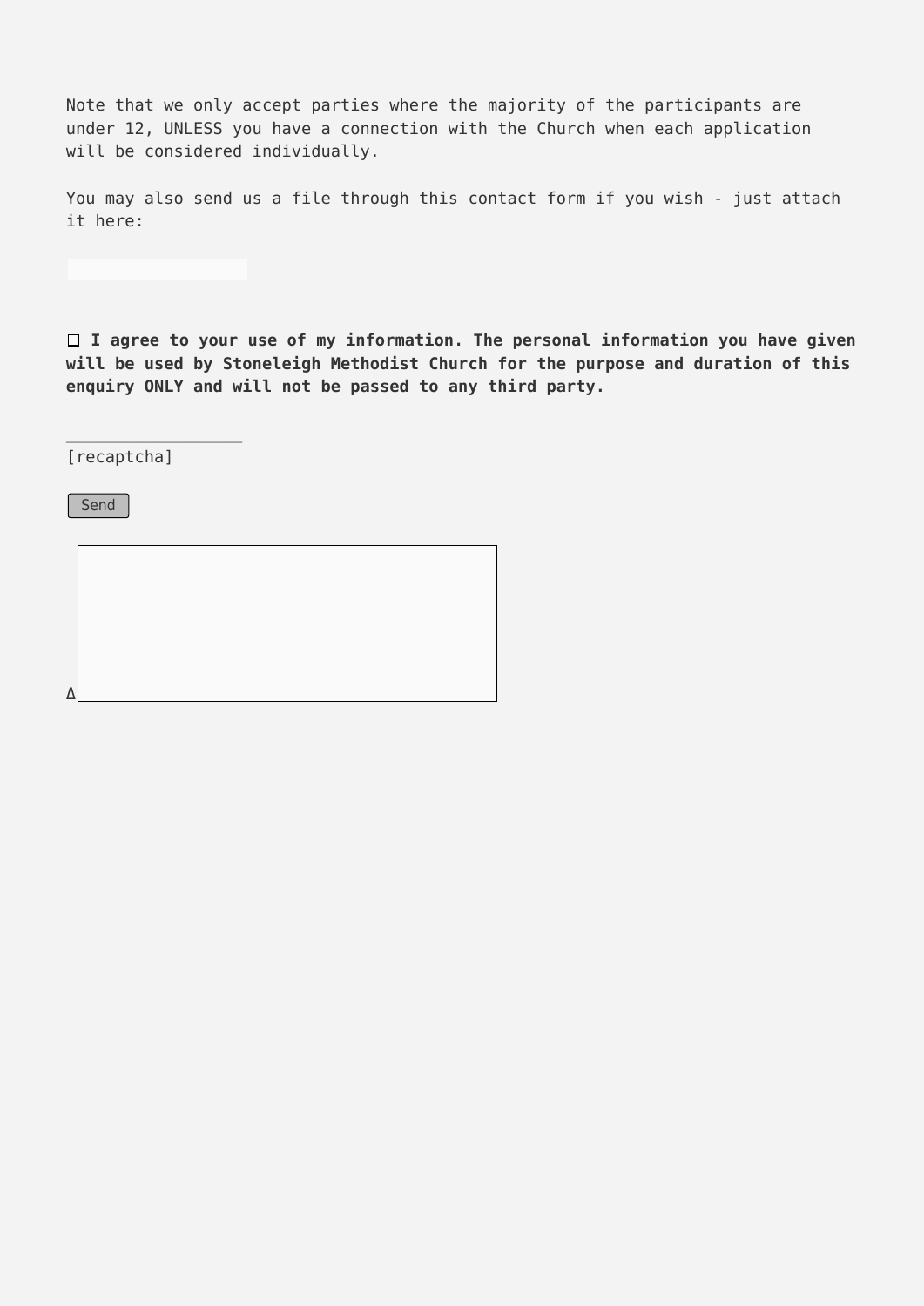Note that we only accept parties where the majority of the participants are under 12, UNLESS you have a connection with the Church when each application will be considered individually.

You may also send us a file through this contact form if you wish - just attach it here:

☐ **I agree to your use of my information. The personal information you have given will be used by Stoneleigh Methodist Church for the purpose and duration of this enquiry ONLY and will not be passed to any third party.**

[recaptcha]

Send

Δ